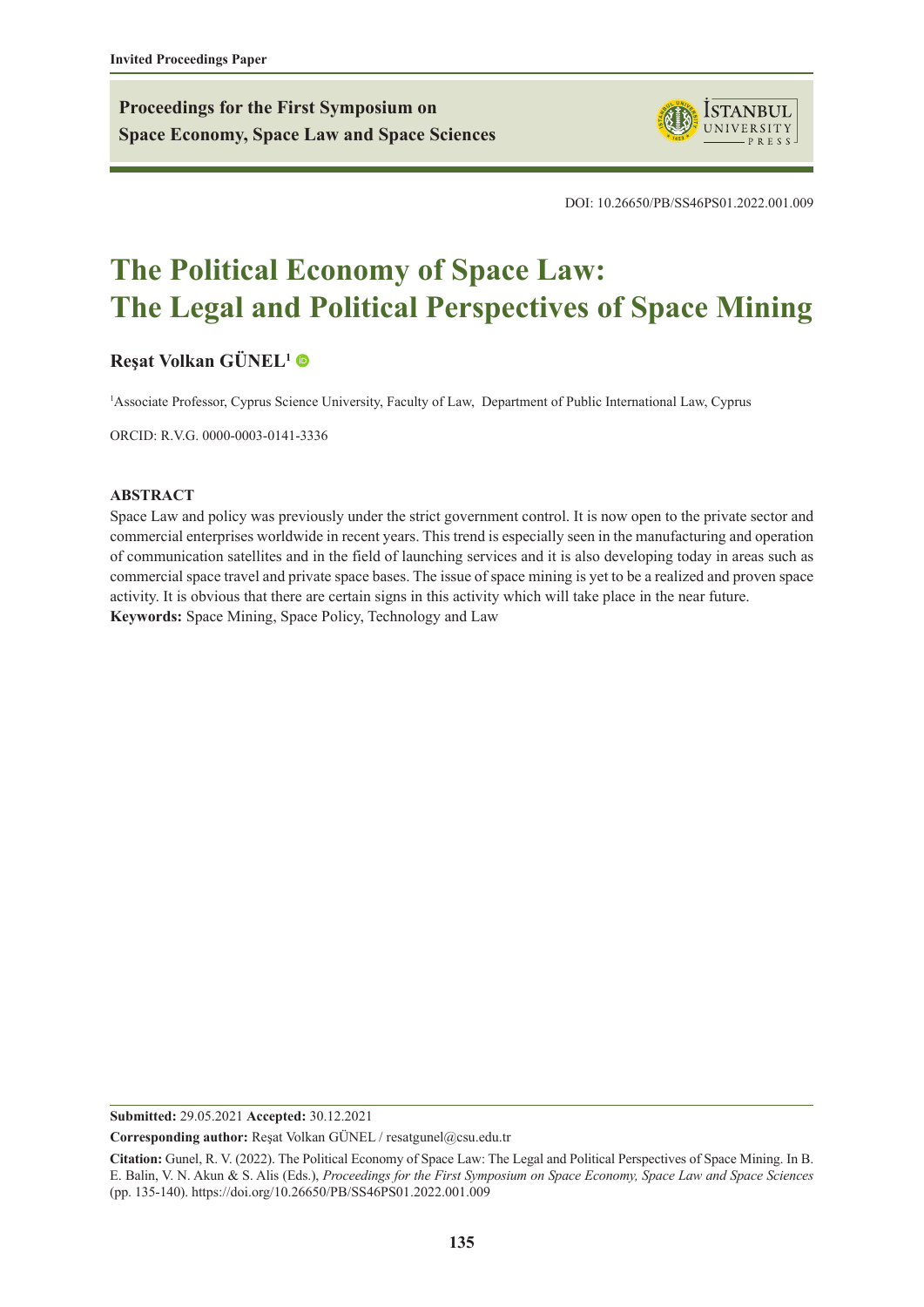Invited Proceedings Paper

**Proceedings for the First Symposium on Space Economy, Space Law and Space Sciences**

DOI: 10.26650/PB/SS46PS01.2022.001.009

# The Political Economy of Space Law: The Legal and Political Perspectives of Space Mining

**Reşat Volkan GÜNEL[1]**

[1]Associate Professor, Cyprus Science University, Faculty of Law, Department of Public International Law, Cyprus

ORCID: R.V.G. 0000-0003-0141-3336

**ABSTRACT**

Space Law and policy was previously under the strict government control. It is now open to the private sector and commercial enterprises worldwide in recent years. This trend is especially seen in the manufacturing and operation of communication satellites and in the field of launching services and it is also developing today in areas such as commercial space travel and private space bases. The issue of space mining is yet to be a realized and proven space activity. It is obvious that there are certain signs in this activity which will take place in the near future.

**Keywords:** Space Mining, Space Policy, Technology and Law

**Submitted:** 29.05.2021 **Accepted:** 30.12.2021

**Corresponding author:** Reşat Volkan GÜNEL / resatgunel@csu.edu.tr

**Citation:** Gunel, R. V. (2022). The Political Economy of Space Law: The Legal and Political Perspectives of Space Mining. In B. E. Balin, V. N. Akun & S. Alis (Eds.), *Proceedings for the First Symposium on Space Economy, Space Law and Space Sciences* (pp. 135-140). https://doi.org/10.26650/PB/SS46PS01.2022.001.009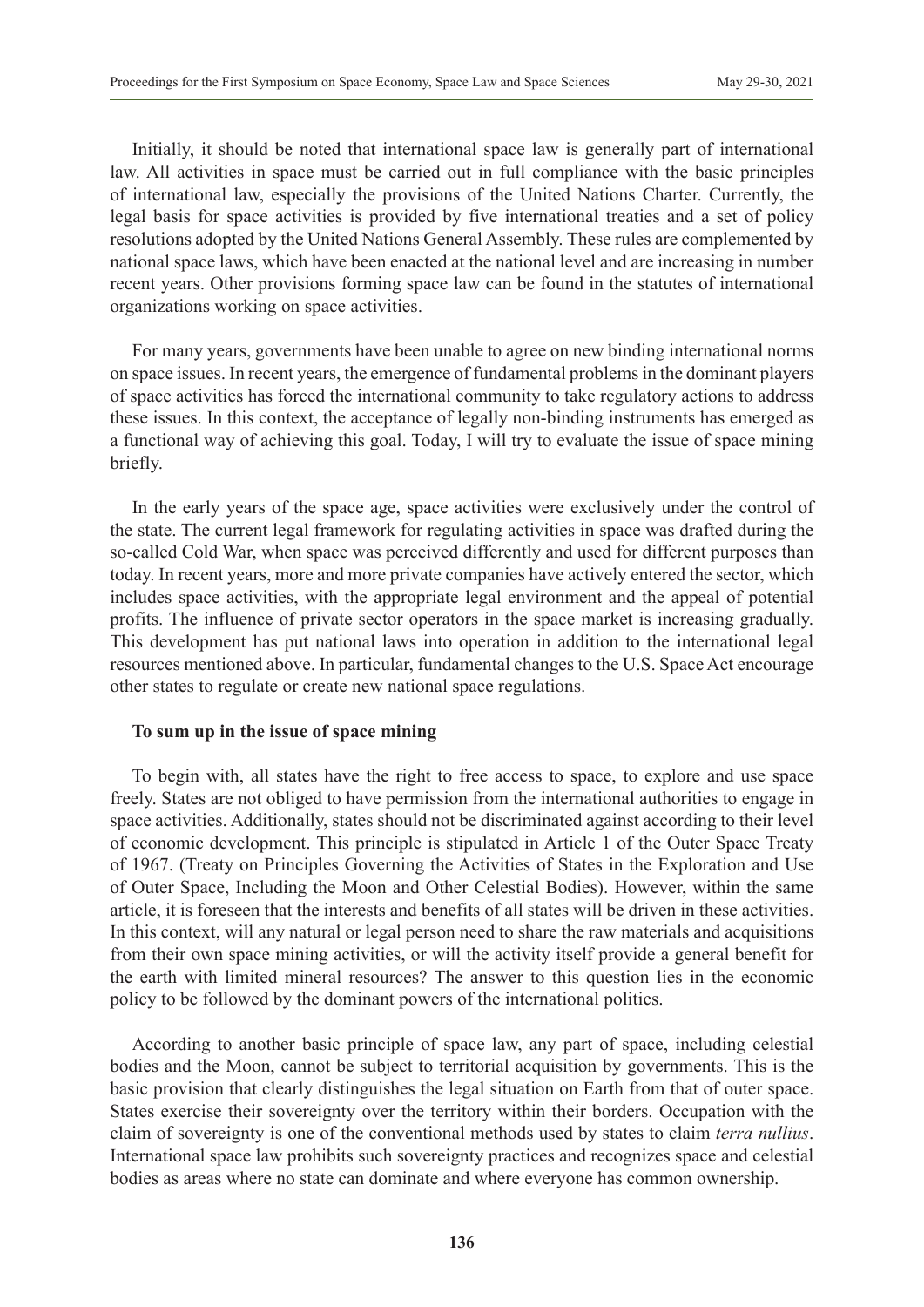Initially, it should be noted that international space law is generally part of international law. All activities in space must be carried out in full compliance with the basic principles of international law, especially the provisions of the United Nations Charter. Currently, the legal basis for space activities is provided by five international treaties and a set of policy resolutions adopted by the United Nations General Assembly. These rules are complemented by national space laws, which have been enacted at the national level and are increasing in number recent years. Other provisions forming space law can be found in the statutes of international organizations working on space activities.

For many years, governments have been unable to agree on new binding international norms on space issues. In recent years, the emergence of fundamental problems in the dominant players of space activities has forced the international community to take regulatory actions to address these issues. In this context, the acceptance of legally non-binding instruments has emerged as a functional way of achieving this goal. Today, I will try to evaluate the issue of space mining briefly.

In the early years of the space age, space activities were exclusively under the control of the state. The current legal framework for regulating activities in space was drafted during the so-called Cold War, when space was perceived differently and used for different purposes than today. In recent years, more and more private companies have actively entered the sector, which includes space activities, with the appropriate legal environment and the appeal of potential profits. The influence of private sector operators in the space market is increasing gradually. This development has put national laws into operation in addition to the international legal resources mentioned above. In particular, fundamental changes to the U.S. Space Act encourage other states to regulate or create new national space regulations.

**To sum up in the issue of space mining**

To begin with, all states have the right to free access to space, to explore and use space freely. States are not obliged to have permission from the international authorities to engage in space activities. Additionally, states should not be discriminated against according to their level of economic development. This principle is stipulated in Article 1 of the Outer Space Treaty of 1967. (Treaty on Principles Governing the Activities of States in the Exploration and Use of Outer Space, Including the Moon and Other Celestial Bodies). However, within the same article, it is foreseen that the interests and benefits of all states will be driven in these activities. In this context, will any natural or legal person need to share the raw materials and acquisitions from their own space mining activities, or will the activity itself provide a general benefit for the earth with limited mineral resources? The answer to this question lies in the economic policy to be followed by the dominant powers of the international politics.

According to another basic principle of space law, any part of space, including celestial bodies and the Moon, cannot be subject to territorial acquisition by governments. This is the basic provision that clearly distinguishes the legal situation on Earth from that of outer space. States exercise their sovereignty over the territory within their borders. Occupation with the claim of sovereignty is one of the conventional methods used by states to claim *terra nullius*. International space law prohibits such sovereignty practices and recognizes space and celestial bodies as areas where no state can dominate and where everyone has common ownership.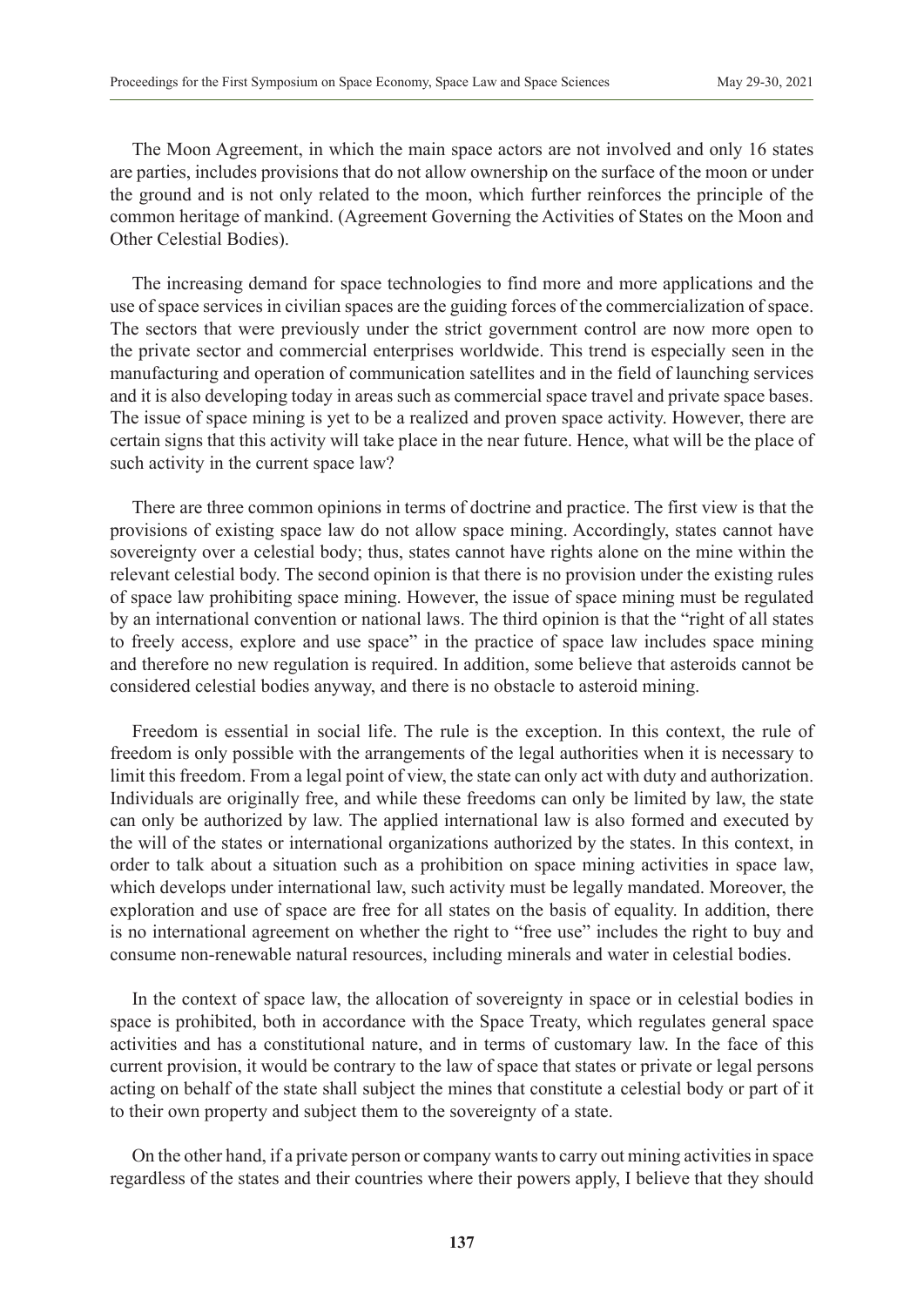The Moon Agreement, in which the main space actors are not involved and only 16 states are parties, includes provisions that do not allow ownership on the surface of the moon or under the ground and is not only related to the moon, which further reinforces the principle of the common heritage of mankind. (Agreement Governing the Activities of States on the Moon and Other Celestial Bodies).

The increasing demand for space technologies to find more and more applications and the use of space services in civilian spaces are the guiding forces of the commercialization of space. The sectors that were previously under the strict government control are now more open to the private sector and commercial enterprises worldwide. This trend is especially seen in the manufacturing and operation of communication satellites and in the field of launching services and it is also developing today in areas such as commercial space travel and private space bases. The issue of space mining is yet to be a realized and proven space activity. However, there are certain signs that this activity will take place in the near future. Hence, what will be the place of such activity in the current space law?

There are three common opinions in terms of doctrine and practice. The first view is that the provisions of existing space law do not allow space mining. Accordingly, states cannot have sovereignty over a celestial body; thus, states cannot have rights alone on the mine within the relevant celestial body. The second opinion is that there is no provision under the existing rules of space law prohibiting space mining. However, the issue of space mining must be regulated by an international convention or national laws. The third opinion is that the "right of all states to freely access, explore and use space" in the practice of space law includes space mining and therefore no new regulation is required. In addition, some believe that asteroids cannot be considered celestial bodies anyway, and there is no obstacle to asteroid mining.

Freedom is essential in social life. The rule is the exception. In this context, the rule of freedom is only possible with the arrangements of the legal authorities when it is necessary to limit this freedom. From a legal point of view, the state can only act with duty and authorization. Individuals are originally free, and while these freedoms can only be limited by law, the state can only be authorized by law. The applied international law is also formed and executed by the will of the states or international organizations authorized by the states. In this context, in order to talk about a situation such as a prohibition on space mining activities in space law, which develops under international law, such activity must be legally mandated. Moreover, the exploration and use of space are free for all states on the basis of equality. In addition, there is no international agreement on whether the right to "free use" includes the right to buy and consume non-renewable natural resources, including minerals and water in celestial bodies.

In the context of space law, the allocation of sovereignty in space or in celestial bodies in space is prohibited, both in accordance with the Space Treaty, which regulates general space activities and has a constitutional nature, and in terms of customary law. In the face of this current provision, it would be contrary to the law of space that states or private or legal persons acting on behalf of the state shall subject the mines that constitute a celestial body or part of it to their own property and subject them to the sovereignty of a state.

On the other hand, if a private person or company wants to carry out mining activities in space regardless of the states and their countries where their powers apply, I believe that they should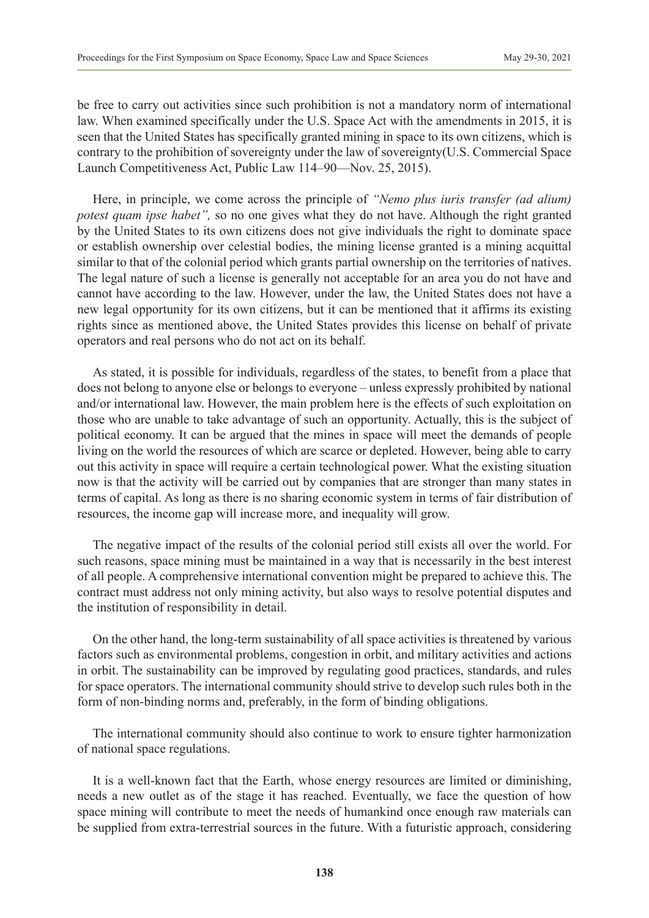be free to carry out activities since such prohibition is not a mandatory norm of international law. When examined specifically under the U.S. Space Act with the amendments in 2015, it is seen that the United States has specifically granted mining in space to its own citizens, which is contrary to the prohibition of sovereignty under the law of sovereignty(U.S. Commercial Space Launch Competitiveness Act, Public Law 114–90—Nov. 25, 2015).

Here, in principle, we come across the principle of *"Nemo plus iuris transfer (ad alium) potest quam ipse habet",* so no one gives what they do not have. Although the right granted by the United States to its own citizens does not give individuals the right to dominate space or establish ownership over celestial bodies, the mining license granted is a mining acquittal similar to that of the colonial period which grants partial ownership on the territories of natives. The legal nature of such a license is generally not acceptable for an area you do not have and cannot have according to the law. However, under the law, the United States does not have a new legal opportunity for its own citizens, but it can be mentioned that it affirms its existing rights since as mentioned above, the United States provides this license on behalf of private operators and real persons who do not act on its behalf.

As stated, it is possible for individuals, regardless of the states, to benefit from a place that does not belong to anyone else or belongs to everyone – unless expressly prohibited by national and/or international law. However, the main problem here is the effects of such exploitation on those who are unable to take advantage of such an opportunity. Actually, this is the subject of political economy. It can be argued that the mines in space will meet the demands of people living on the world the resources of which are scarce or depleted. However, being able to carry out this activity in space will require a certain technological power. What the existing situation now is that the activity will be carried out by companies that are stronger than many states in terms of capital. As long as there is no sharing economic system in terms of fair distribution of resources, the income gap will increase more, and inequality will grow.

The negative impact of the results of the colonial period still exists all over the world. For such reasons, space mining must be maintained in a way that is necessarily in the best interest of all people. A comprehensive international convention might be prepared to achieve this. The contract must address not only mining activity, but also ways to resolve potential disputes and the institution of responsibility in detail.

On the other hand, the long-term sustainability of all space activities is threatened by various factors such as environmental problems, congestion in orbit, and military activities and actions in orbit. The sustainability can be improved by regulating good practices, standards, and rules for space operators. The international community should strive to develop such rules both in the form of non-binding norms and, preferably, in the form of binding obligations.

The international community should also continue to work to ensure tighter harmonization of national space regulations.

It is a well-known fact that the Earth, whose energy resources are limited or diminishing, needs a new outlet as of the stage it has reached. Eventually, we face the question of how space mining will contribute to meet the needs of humankind once enough raw materials can be supplied from extra-terrestrial sources in the future. With a futuristic approach, considering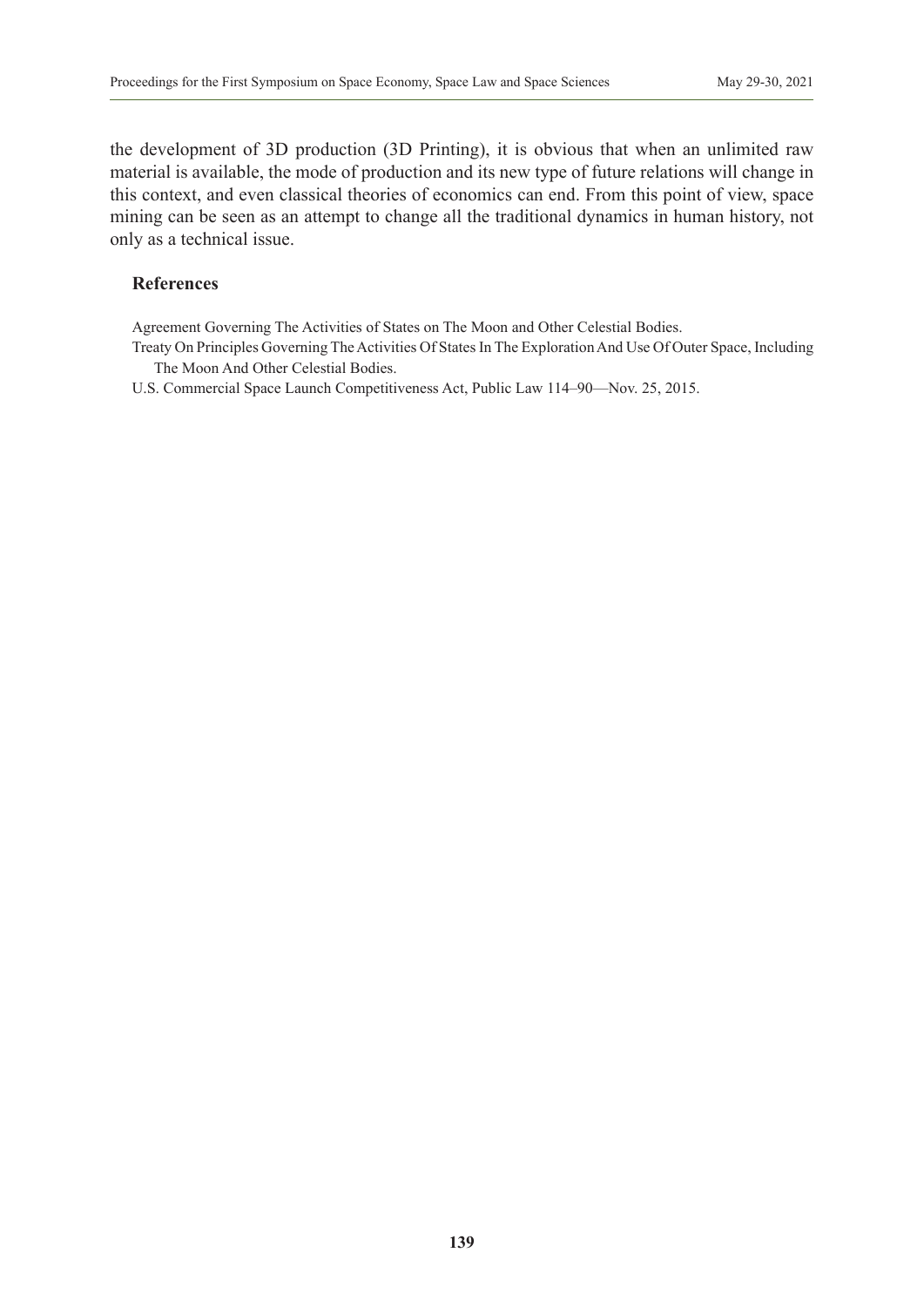the development of 3D production (3D Printing), it is obvious that when an unlimited raw material is available, the mode of production and its new type of future relations will change in this context, and even classical theories of economics can end. From this point of view, space mining can be seen as an attempt to change all the traditional dynamics in human history, not only as a technical issue.

## References

Agreement Governing The Activities of States on The Moon and Other Celestial Bodies.

Treaty On Principles Governing The Activities Of States In The Exploration And Use Of Outer Space, Including The Moon And Other Celestial Bodies.

U.S. Commercial Space Launch Competitiveness Act, Public Law 114–90—Nov. 25, 2015.